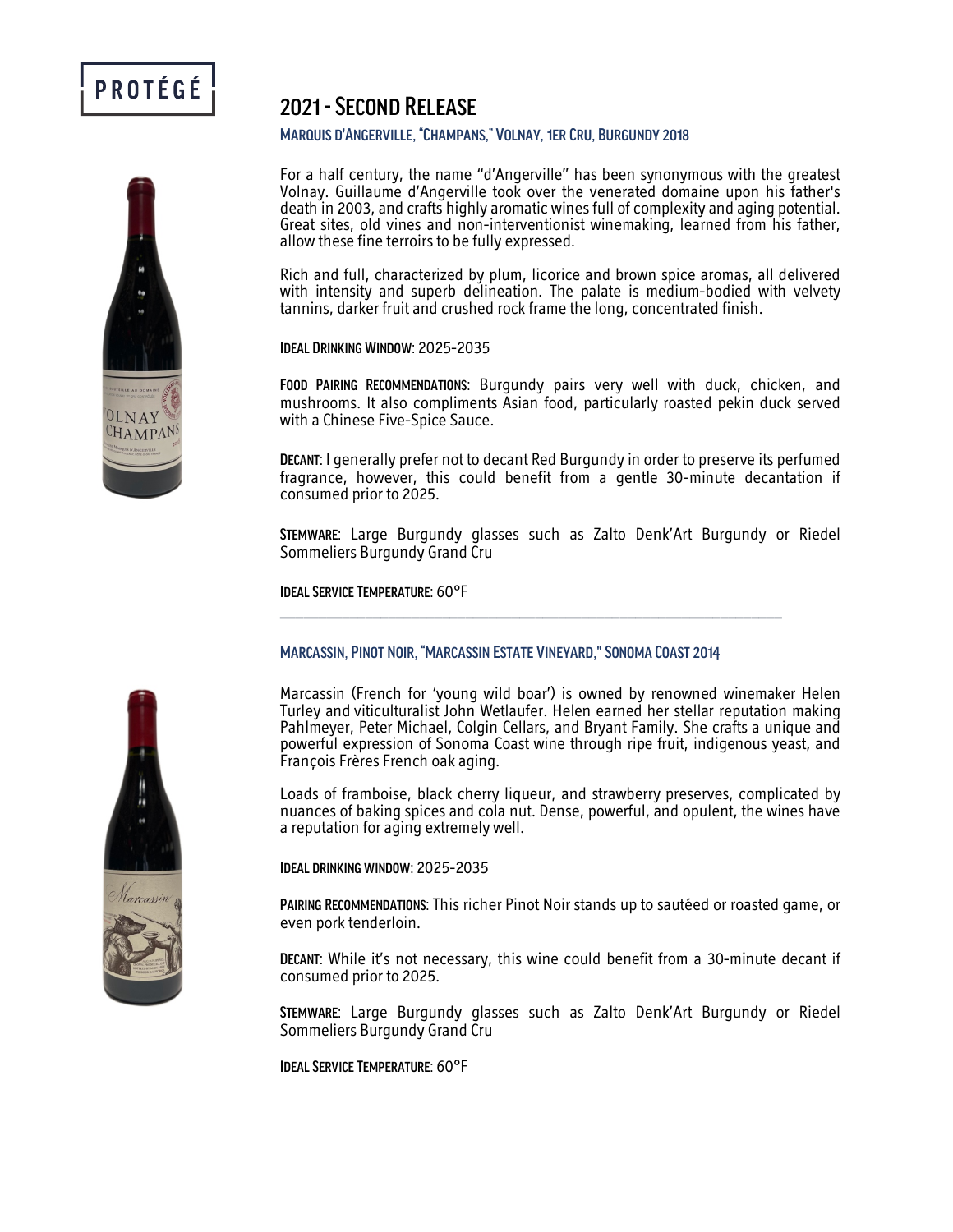PROTÉGÉ

# 2021 - Second Release

## Marquis d'Angerville, "Champans," Volnay, 1er Cru, Burgundy 2018

For a half century, the name "d'Angerville" has been synonymous with the greatest Volnay. Guillaume d'Angerville took over the venerated domaine upon his father's death in 2003, and crafts highly aromatic wines full of complexity and aging potential. Great sites, old vines and non-interventionist winemaking, learned from his father, allow these fine terroirs to be fully expressed.

Rich and full, characterized by plum, licorice and brown spice aromas, all delivered with intensity and superb delineation. The palate is medium-bodied with velvety tannins, darker fruit and crushed rock frame the long, concentrated finish.

**Ideal Drinking Window**: 2025-2035

**Food Pairing Recommendations**: Burgundy pairs very well with duck, chicken, and mushrooms. It also compliments Asian food, particularly roasted pekin duck served with a Chinese Five-Spice Sauce.

**Decant**: I generally prefer not to decant Red Burgundy in order to preserve its perfumed fragrance, however, this could benefit from a gentle 30-minute decantation if consumed prior to 2025.

**Stemware**: Large Burgundy glasses such as Zalto Denk'Art Burgundy or Riedel Sommeliers Burgundy Grand Cru

**Ideal Service Temperature**: 60°F

---

## Marcassin, Pinot Noir, "Marcassin Estate Vineyard," Sonoma Coast 2014

Marcassin (French for 'young wild boar') is owned by renowned winemaker Helen Turley and viticulturalist John Wetlaufer. Helen earned her stellar reputation making Pahlmeyer, Peter Michael, Colgin Cellars, and Bryant Family. She crafts a unique and powerful expression of Sonoma Coast wine through ripe fruit, indigenous yeast, and François Frères French oak aging.

Loads of framboise, black cherry liqueur, and strawberry preserves, complicated by nuances of baking spices and cola nut. Dense, powerful, and opulent, the wines have a reputation for aging extremely well.

**Ideal drinking window**: 2025-2035

**Pairing Recommendations**: This richer Pinot Noir stands up to sautéed or roasted game, or even pork tenderloin.

**Decant**: While it's not necessary, this wine could benefit from a 30-minute decant if consumed prior to 2025.

**Stemware**: Large Burgundy glasses such as Zalto Denk'Art Burgundy or Riedel Sommeliers Burgundy Grand Cru

**Ideal Service Temperature**: 60°F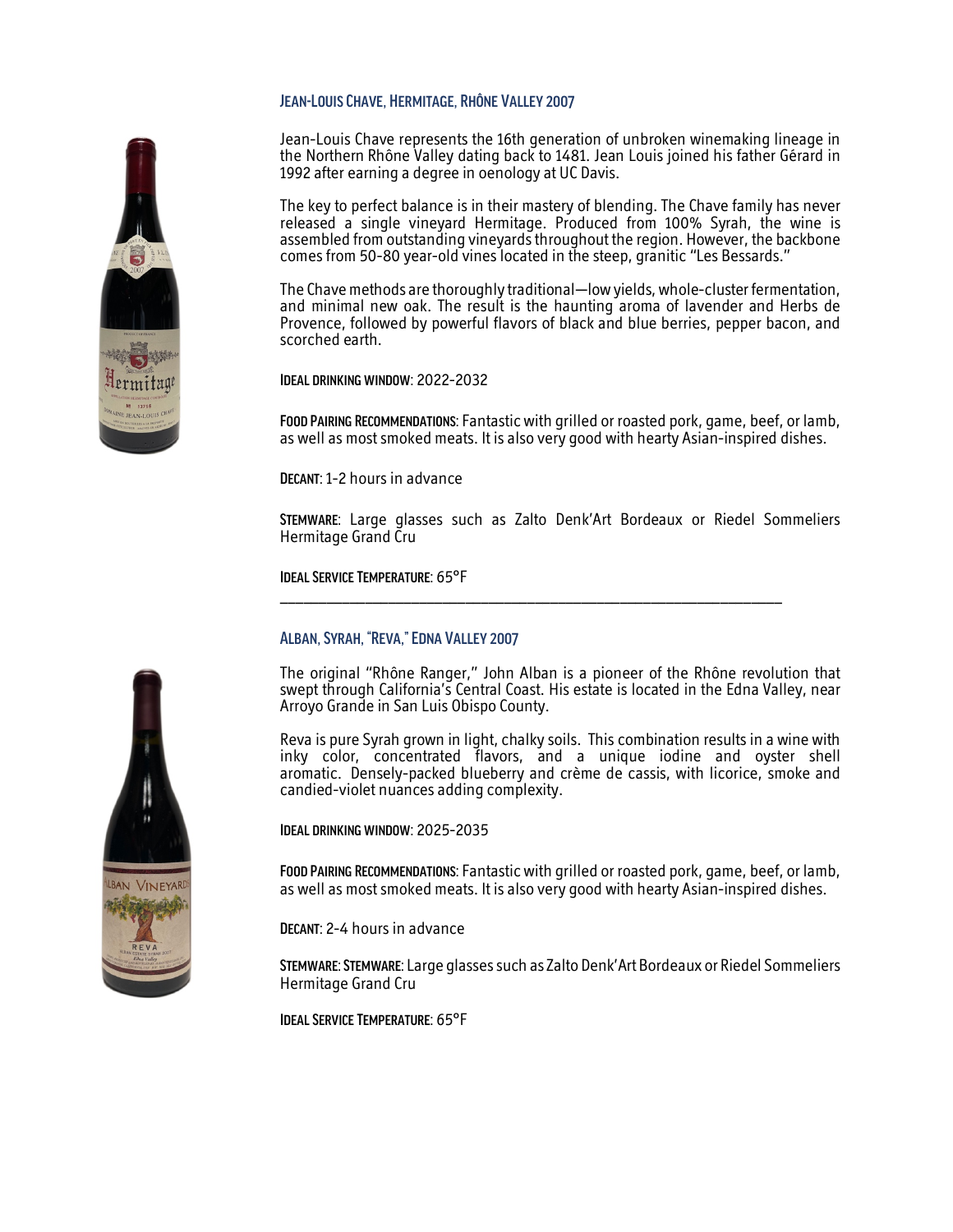## Jean-Louis Chave, Hermitage, Rhône Valley 2007

Jean-Louis Chave represents the 16th generation of unbroken winemaking lineage in the Northern Rhône Valley dating back to 1481. Jean Louis joined his father Gérard in 1992 after earning a degree in oenology at UC Davis.

The key to perfect balance is in their mastery of blending. The Chave family has never released a single vineyard Hermitage. Produced from 100% Syrah, the wine is assembled from outstanding vineyards throughout the region. However, the backbone comes from 50-80 year-old vines located in the steep, granitic "Les Bessards."

The Chave methods are thoroughly traditional—low yields, whole-cluster fermentation, and minimal new oak. The result is the haunting aroma of lavender and Herbs de Provence, followed by powerful flavors of black and blue berries, pepper bacon, and scorched earth.

**Ideal drinking window**: 2022-2032

**Food Pairing Recommendations**: Fantastic with grilled or roasted pork, game, beef, or lamb, as well as most smoked meats. It is also very good with hearty Asian-inspired dishes.

**Decant**: 1-2 hours in advance

**Stemware**: Large glasses such as Zalto Denk'Art Bordeaux or Riedel Sommeliers Hermitage Grand Cru

**Ideal Service Temperature**: 65°F

---

## Alban, Syrah, "Reva," Edna Valley 2007

The original "Rhône Ranger," John Alban is a pioneer of the Rhône revolution that swept through California's Central Coast. His estate is located in the Edna Valley, near Arroyo Grande in San Luis Obispo County.

Reva is pure Syrah grown in light, chalky soils. This combination results in a wine with inky color, concentrated flavors, and a unique iodine and oyster shell aromatic. Densely-packed blueberry and crème de cassis, with licorice, smoke and candied-violet nuances adding complexity.

**Ideal drinking window**: 2025-2035

**Food Pairing Recommendations**: Fantastic with grilled or roasted pork, game, beef, or lamb, as well as most smoked meats. It is also very good with hearty Asian-inspired dishes.

**Decant**: 2-4 hours in advance

**Stemware**: **Stemware**: Large glasses such as Zalto Denk'Art Bordeaux or Riedel Sommeliers Hermitage Grand Cru

**Ideal Service Temperature**: 65°F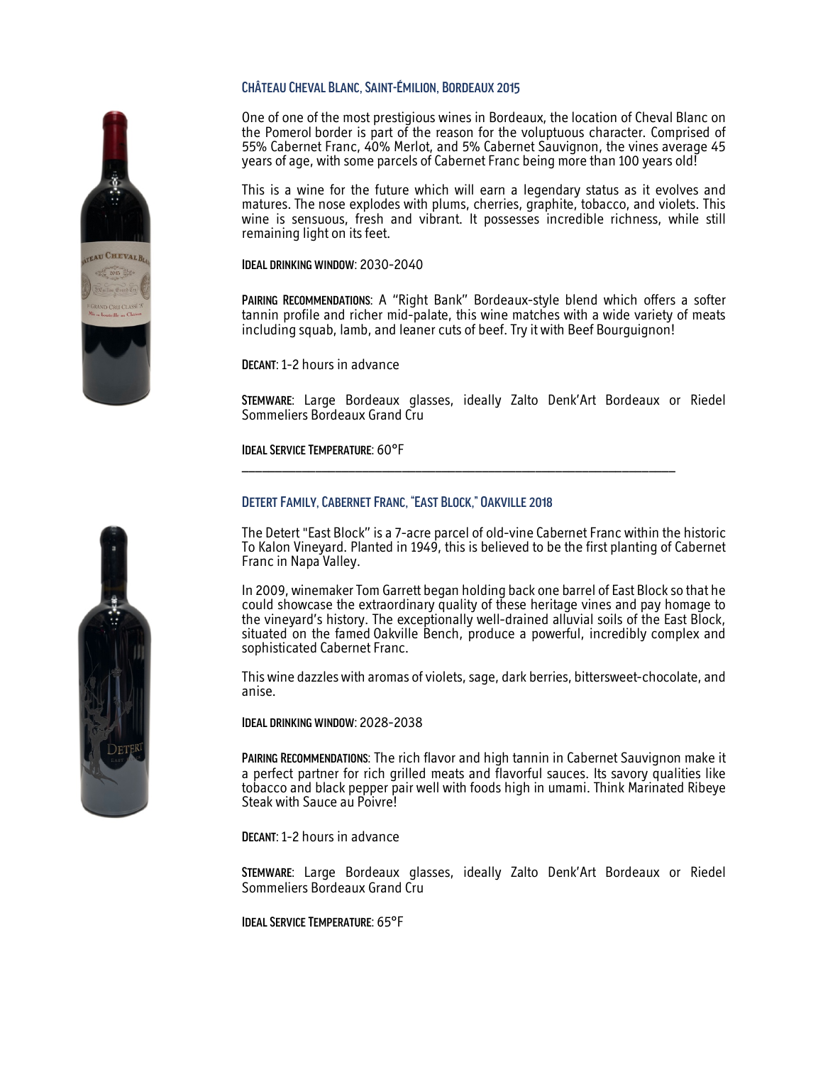## Château Cheval Blanc, Saint-Émilion, Bordeaux 2015

One of one of the most prestigious wines in Bordeaux, the location of Cheval Blanc on the Pomerol border is part of the reason for the voluptuous character. Comprised of 55% Cabernet Franc, 40% Merlot, and 5% Cabernet Sauvignon, the vines average 45 years of age, with some parcels of Cabernet Franc being more than 100 years old!

This is a wine for the future which will earn a legendary status as it evolves and matures. The nose explodes with plums, cherries, graphite, tobacco, and violets. This wine is sensuous, fresh and vibrant. It possesses incredible richness, while still remaining light on its feet.

**Ideal drinking window**: 2030-2040

**Pairing Recommendations**: A "Right Bank" Bordeaux-style blend which offers a softer tannin profile and richer mid-palate, this wine matches with a wide variety of meats including squab, lamb, and leaner cuts of beef. Try it with Beef Bourguignon!

**Decant**: 1-2 hours in advance

**Stemware**: Large Bordeaux glasses, ideally Zalto Denk'Art Bordeaux or Riedel Sommeliers Bordeaux Grand Cru

**Ideal Service Temperature**: 60°F

---

## Detert Family, Cabernet Franc, "East Block," Oakville 2018

The Detert "East Block" is a 7-acre parcel of old-vine Cabernet Franc within the historic To Kalon Vineyard. Planted in 1949, this is believed to be the first planting of Cabernet Franc in Napa Valley.

In 2009, winemaker Tom Garrett began holding back one barrel of East Block so that he could showcase the extraordinary quality of these heritage vines and pay homage to the vineyard's history. The exceptionally well-drained alluvial soils of the East Block, situated on the famed Oakville Bench, produce a powerful, incredibly complex and sophisticated Cabernet Franc.

This wine dazzles with aromas of violets, sage, dark berries, bittersweet-chocolate, and anise.

**Ideal drinking window**: 2028-2038

**Pairing Recommendations**: The rich flavor and high tannin in Cabernet Sauvignon make it a perfect partner for rich grilled meats and flavorful sauces. Its savory qualities like tobacco and black pepper pair well with foods high in umami. Think Marinated Ribeye Steak with Sauce au Poivre!

**Decant**: 1-2 hours in advance

**Stemware**: Large Bordeaux glasses, ideally Zalto Denk'Art Bordeaux or Riedel Sommeliers Bordeaux Grand Cru

**Ideal Service Temperature**: 65°F